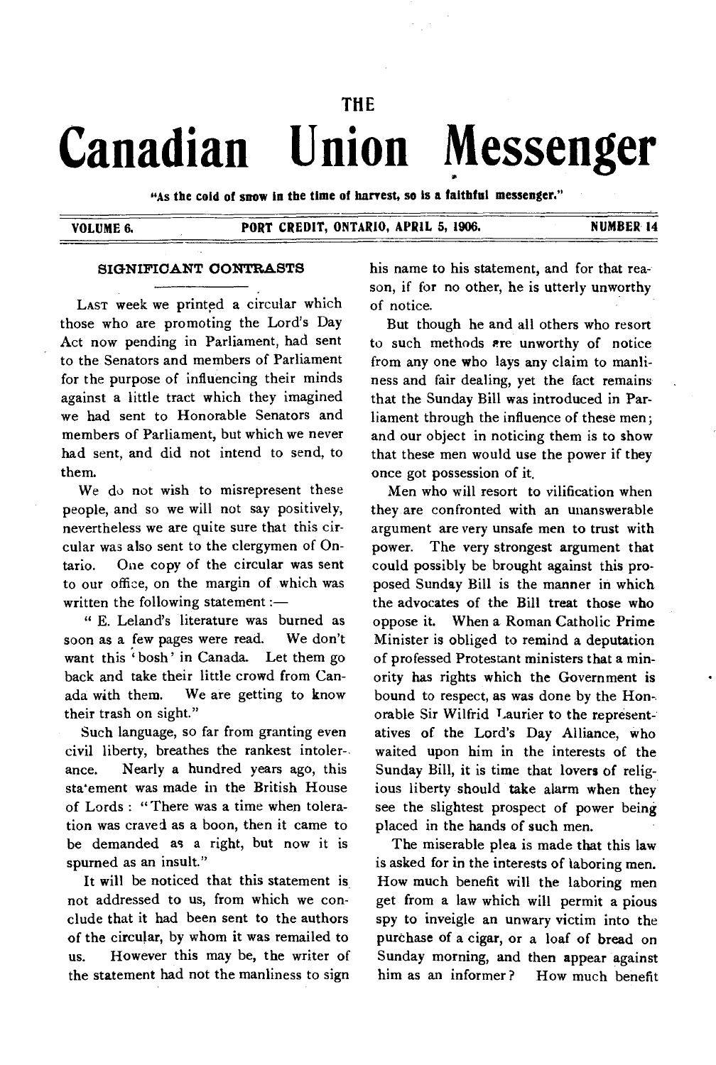# THE Canadian Union Messenger

"As the cold of snow in the time of harvest, so is a faithful messenger."

VOLUME 6. PORT CREDIT, ONTARIO, APRIL 5, 1906. NUMBER 14

## SIGNIFICANT CONTRASTS

LAST week we printed a circular which those who are promoting the Lord's Day Act now pending in Parliament, had sent to the Senators and members of Parliament for the purpose of influencing their minds against a little tract which they imagined we had sent to Honorable Senators and members of Parliament, but which we never had sent, and did not intend to send, to them.

We do not wish to misrepresent these people, and so we will not say positively, nevertheless we are quite sure that this circular was also sent to the clergymen of Ontario. One copy of the circular was sent to our office, on the margin of which was written the following statement :—

" E. Leland's literature was burned as soon as a few pages were read. We don't want this 'bosh' in Canada. Let them go back and take their little crowd from Canada with them. We are getting to know their trash on sight."

Such language, so far from granting even civil liberty, breathes the rankest intolerance. Nearly a hundred years ago, this statement was made in the British House of Lords : "There was a time when toleration was craved as a boon, then it came to be demanded as a right, but now it is spurned as an insult."

It will be noticed that this statement is not addressed to us, from which we conclude that it had been sent to the authors of the circular, by whom it was remailed to us. However this may be, the writer of the statement had not the manliness to sign his name to his statement, and for that reason, if for no other, he is utterly unworthy of notice.

But though he and all others who resort to such methods are unworthy of notice from any one who lays any claim to manliness and fair dealing, yet the fact remains that the Sunday Bill was introduced in Parliament through the influence of these men; and our object in noticing them is to show that these men would use the power if they once got possession of it.

Men who will resort to vilification when they are confronted with an unanswerable argument are very unsafe men to trust with power. The very strongest argument that could possibly be brought against this proposed Sunday Bill is the manner in which the advocates of the Bill treat those who oppose it. When a Roman Catholic Prime Minister is obliged to remind a deputation of professed Protestant ministers that a minority has rights which the Government is bound to respect, as was done by the Honorable Sir Wilfrid Laurier to the representatives of the Lord's Day Alliance, who waited upon him in the interests of the Sunday Bill, it is time that lovers of religious liberty should take alarm when they see the slightest prospect of power being placed in the hands of such men.

The miserable plea is made that this law is asked for in the interests of laboring men. How much benefit will the laboring men get from a law which will permit a pious spy to inveigle an unwary victim into the purchase of a cigar, or a loaf of bread on Sunday morning, and then appear against him as an informer? How much benefit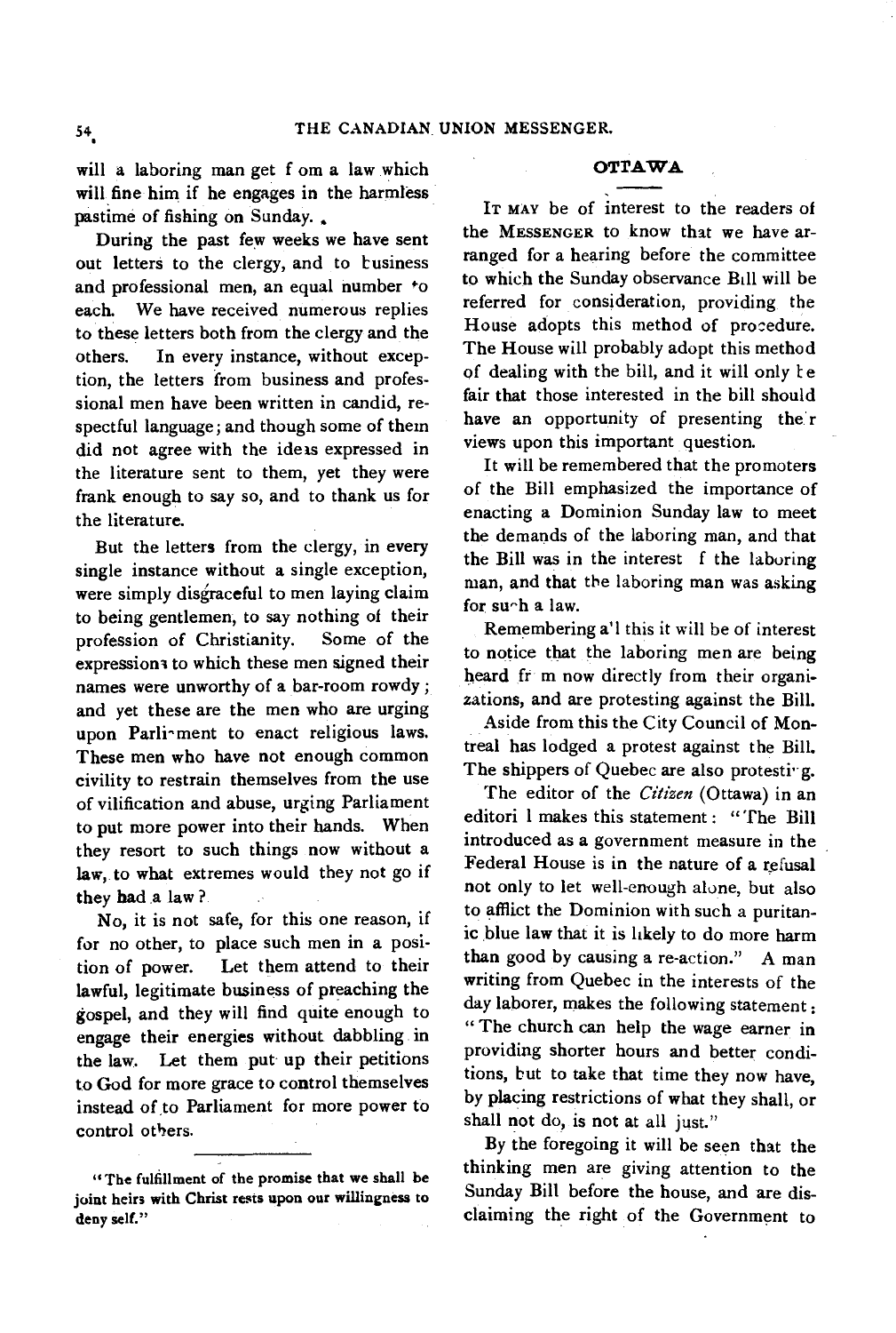will a laboring man get f om a law which will fine him if he engages in the harmless pastime of fishing on Sunday.

During the past few weeks we have sent out letters to the clergy, and to business and professional men, an equal number to each. We have received numerous replies to these letters both from the clergy and the others. In every instance, without exception, the letters from business and professional men have been written in candid, respectful language; and though some of them did not agree with the ideas expressed in the literature sent to them, yet they were frank enough to say so, and to thank us for the literature.

But the letters from the clergy, in every single instance without a single exception, were simply disgraceful to men laying claim to being gentlemen, to say nothing of their profession of Christianity. Some of the expressions to which these men signed their names were unworthy of a bar-room rowdy; and yet these are the men who are urging upon Parliament to enact religious laws. These men who have not enough common civility to restrain themselves from the use of vilification and abuse, urging Parliament to put more power into their hands. When they resort to such things now without a law, to what extremes would they not go if they had a law?

No, it is not safe, for this one reason, if for no other, to place such men in a position of power. Let them attend to their lawful, legitimate business of preaching the gospel, and they will find quite enough to engage their energies without dabbling in the law. Let them put up their petitions to God for more grace to control themselves instead of to Parliament for more power to control others.

---

"The fulfillment of the promise that we shall be joint heirs with Christ rests upon our willingness to deny self."

## OTTAWA

IT MAY be of interest to the readers of the MESSENGER to know that we have arranged for a hearing before the committee to which the Sunday observance Bill will be referred for consideration, providing the House adopts this method of procedure. The House will probably adopt this method of dealing with the bill, and it will only be fair that those interested in the bill should have an opportunity of presenting their views upon this important question.

It will be remembered that the promoters of the Bill emphasized the importance of enacting a Dominion Sunday law to meet the demands of the laboring man, and that the Bill was in the interest f the laboring man, and that the laboring man was asking for such a law.

Remembering a'l this it will be of interest to notice that the laboring men are being heard fr m now directly from their organizations, and are protesting against the Bill.

Aside from this the City Council of Montreal has lodged a protest against the Bill. The shippers of Quebec are also protesting.

The editor of the *Citizen* (Ottawa) in an editori l makes this statement: "The Bill introduced as a government measure in the Federal House is in the nature of a refusal not only to let well-enough alone, but also to afflict the Dominion with such a puritanic blue law that it is likely to do more harm than good by causing a re-action." A man writing from Quebec in the interests of the day laborer, makes the following statement: "The church can help the wage earner in providing shorter hours and better conditions, but to take that time they now have, by placing restrictions of what they shall, or shall not do, is not at all just."

By the foregoing it will be seen that the thinking men are giving attention to the Sunday Bill before the house, and are disclaiming the right of the Government to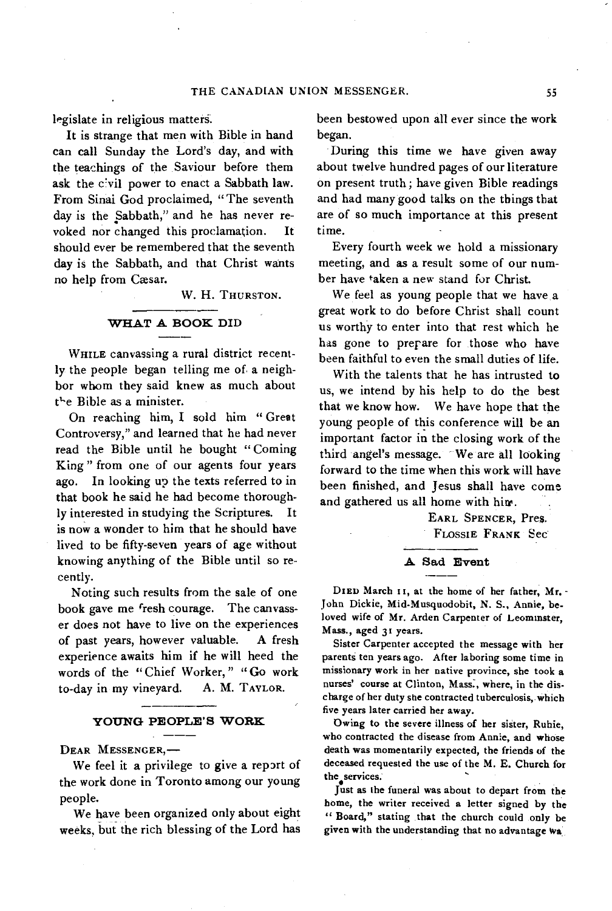legislate in religious matters.

It is strange that men with Bible in hand can call Sunday the Lord's day, and with the teachings of the Saviour before them ask the civil power to enact a Sabbath law. From Sinai God proclaimed, "The seventh day is the Sabbath," and he has never revoked nor changed this proclamation. It should ever be remembered that the seventh day is the Sabbath, and that Christ wants no help from Cæsar.

W. H. THURSTON.

## WHAT A BOOK DID

WHILE canvassing a rural district recently the people began telling me of a neighbor whom they said knew as much about the Bible as a minister.

On reaching him, I sold him "Great Controversy," and learned that he had never read the Bible until he bought "Coming King" from one of our agents four years ago. In looking up the texts referred to in that book he said he had become thoroughly interested in studying the Scriptures. It is now a wonder to him that he should have lived to be fifty-seven years of age without knowing anything of the Bible until so recently.

Noting such results from the sale of one book gave me fresh courage. The canvasser does not have to live on the experiences of past years, however valuable. A fresh experience awaits him if he will heed the words of the "Chief Worker," "Go work to-day in my vineyard. A. M. TAYLOR.

## YOUNG PEOPLE'S WORK

DEAR MESSENGER,—

We feel it a privilege to give a report of the work done in Toronto among our young people.

We have been organized only about eight weeks, but the rich blessing of the Lord has been bestowed upon all ever since the work began.

During this time we have given away about twelve hundred pages of our literature on present truth; have given Bible readings and had many good talks on the things that are of so much importance at this present time.

Every fourth week we hold a missionary meeting, and as a result some of our number have taken a new stand for Christ.

We feel as young people that we have a great work to do before Christ shall count us worthy to enter into that rest which he has gone to prepare for those who have been faithful to even the small duties of life.

With the talents that he has intrusted to us, we intend by his help to do the best that we know how. We have hope that the young people of this conference will be an important factor in the closing work of the third angel's message. We are all looking forward to the time when this work will have been finished, and Jesus shall have come and gathered us all home with him.

EARL SPENCER, Pres.
FLOSSIE FRANK Sec

## A Sad Event

DIED March 11, at the home of her father, Mr. John Dickie, Mid-Musquodobit, N. S., Annie, beloved wife of Mr. Arden Carpenter of Leominster, Mass., aged 31 years.

Sister Carpenter accepted the message with her parents ten years ago. After laboring some time in missionary work in her native province, she took a nurses' course at Clinton, Mass., where, in the discharge of her duty she contracted tuberculosis, which five years later carried her away.

Owing to the severe illness of her sister, Ruhie, who contracted the disease from Annie, and whose death was momentarily expected, the friends of the deceased requested the use of the M. E. Church for the services.

Just as the funeral was about to depart from the home, the writer received a letter signed by the "Board," stating that the church could only be given with the understanding that no advantage wa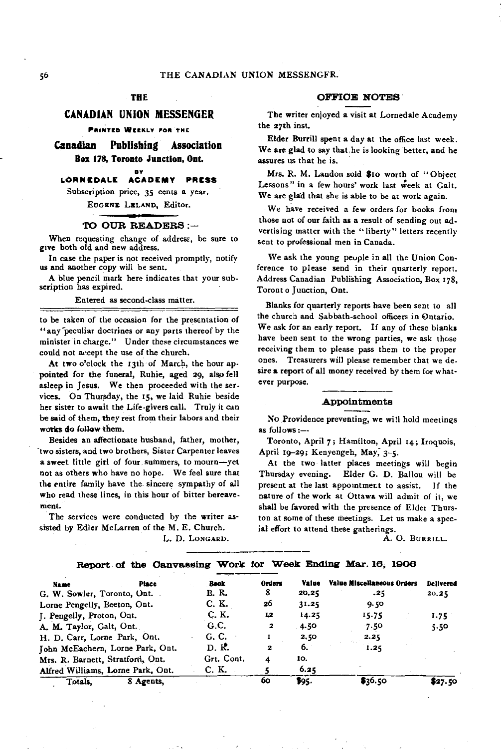## THE

# CANADIAN UNION MESSENGER

**PRINTED WEEKLY FOR THE**

## Canadian Publishing Association

**Box 178, Toronto Junction, Ont.**

BY

**LORNEDALE ACADEMY PRESS**

Subscription price, 35 cents a year.

EUGENE LELAND, Editor.

### TO OUR READERS :—

When requesting change of address, be sure to give both old and new address.

In case the paper is not received promptly, notify us and another copy will be sent.

A blue pencil mark here indicates that your subscription has expired.

Entered as second-class matter.

---

to be taken of the occasion for the presentation of "any peculiar doctrines or any parts thereof by the minister in charge." Under these circumstances we could not accept the use of the church.

At two o'clock the 13th of March, the hour appointed for the funeral, Ruhie, aged 29, also fell asleep in Jesus. We then proceeded with the services. On Thursday, the 15, we laid Ruhie beside her sister to await the Life-givers call. Truly it can be said of them, they rest from their labors and their works do follow them.

Besides an affectionate husband, father, mother, two sisters, and two brothers, Sister Carpenter leaves a sweet little girl of four summers, to mourn—yet not as others who have no hope. We feel sure that the entire family have the sincere sympathy of all who read these lines, in this hour of bitter bereavement.

The services were conducted by the writer assisted by Edler McLarren of the M. E. Church.

L. D. LONGARD.

### OFFICE NOTES

The writer enjoyed a visit at Lornedale Academy the 27th inst.

Elder Burrill spent a day at the office last week. We are glad to say that he is looking better, and he assures us that he is.

Mrs. R. M. Landon sold $10 worth of "Object Lessons" in a few hours' work last week at Galt. We are glad that she is able to be at work again.

We have received a few orders for books from those not of our faith as a result of sending out advertising matter with the "liberty" letters recently sent to professional men in Canada.

We ask the young people in all the Union Conference to please send in their quarterly report. Address Canadian Publishing Association, Box 178, Toront o Junction, Ont.

Blanks for quarterly reports have been sent to all the church and Sabbath-school officers in Ontario. We ask for an early report. If any of these blanks have been sent to the wrong parties, we ask those receiving them to please pass them to the proper ones. Treasurers will please remember that we desire a report of all money received by them for whatever purpose.

### Appointments

No Providence preventing, we will hold meetings as follows:—

Toronto, April 7; Hamilton, April 14; Iroquois, April 19-29; Kenyengeh, May, 3-5.

At the two latter places meetings will begin Thursday evening. Elder G. D. Ballou will be present at the last appointment to assist. If the nature of the work at Ottawa will admit of it, we shall be favored with the presence of Elder Thurston at some of these meetings. Let us make a special effort to attend these gatherings.

A. O. BURRILL.

### Report of the Canvassing Work for Week Ending Mar. 16, 1906

| Name | Place | Book | Orders | Value | Value Miscellaneous Orders | Delivered |
|---|---|---|---|---|---|---|
| G. W. Sowler, | Toronto, Ont. | B. R. | 8 | 20.25 | .25 | 20.25 |
| Lorne Pengelly, | Beeton, Ont. | C. K. | 26 | 31.25 | 9.50 | |
| J. Pengelly, | Proton, Ont. | C. K. | 12 | 14.25 | 15.75 | 1.75 |
| A. M. Taylor, | Galt, Ont. | G.C. | 2 | 4.50 | 7.50 | 5.50 |
| H. D. Carr, | Lorne Park, Ont. | G. C. | 1 | 2.50 | 2.25 | |
| John McEachern, | Lorne Park, Ont. | D. R. | 2 | 6. | 1.25 | |
| Mrs. R. Barnett, | Stratford, Ont. | Grt. Cont. | 4 | 10. | | |
| Alfred Williams, | Lorne Park, Ont. | C. K. | 5 | 6.25 | | |
| Totals, | 8 Agents, | | 60 | $95. | $36.50 | $27.50 |